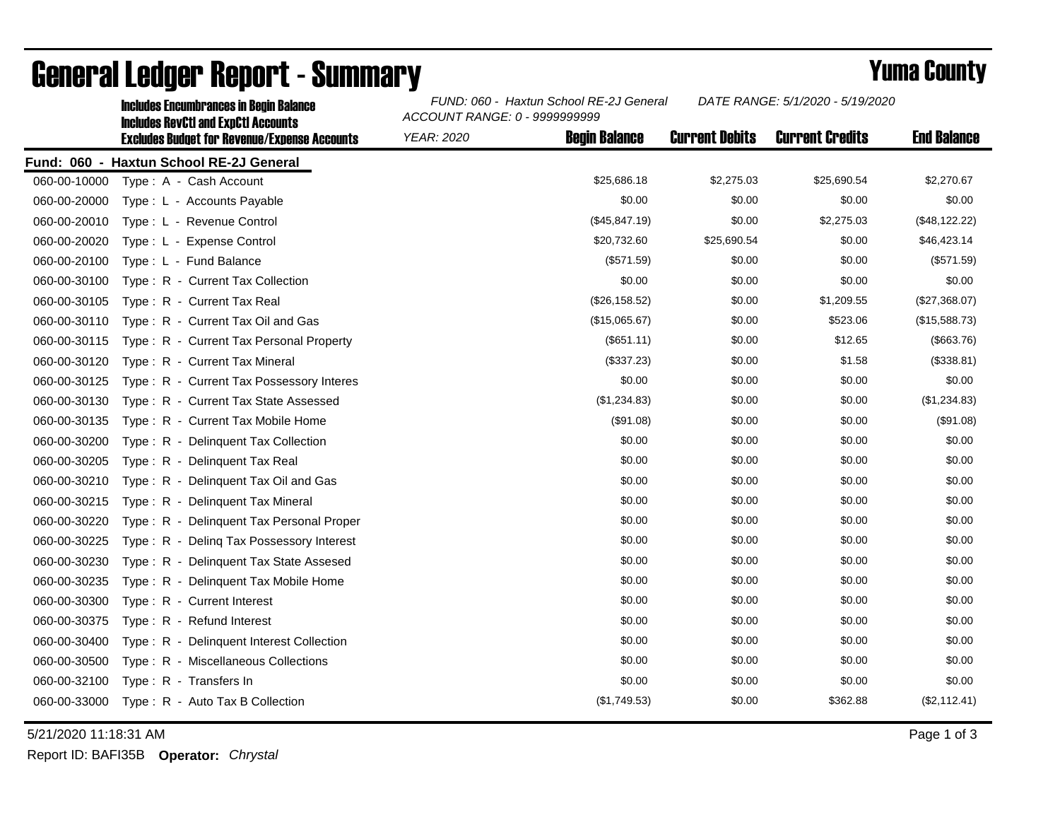# General Ledger Report - Summary

## Yuma County

Includes Encumbrances in Begin Balance
Includes RevCtl and ExpCtl Accounts
Excludes Budget for Revenue/Expense Accounts

*FUND: 060 - Haxtun School RE-2J General*
*ACCOUNT RANGE: 0 - 9999999999*
*YEAR: 2020*
*DATE RANGE: 5/1/2020 - 5/19/2020*

**Fund: 060 - Haxtun School RE-2J General**

| Account | Description | Begin Balance | Current Debits | Current Credits | End Balance |
|---|---|---|---|---|---|
| 060-00-10000 | Type : A - Cash Account | $25,686.18 | $2,275.03 | $25,690.54 | $2,270.67 |
| 060-00-20000 | Type : L - Accounts Payable | $0.00 | $0.00 | $0.00 | $0.00 |
| 060-00-20010 | Type : L - Revenue Control | ($45,847.19) | $0.00 | $2,275.03 | ($48,122.22) |
| 060-00-20020 | Type : L - Expense Control | $20,732.60 | $25,690.54 | $0.00 | $46,423.14 |
| 060-00-20100 | Type : L - Fund Balance | ($571.59) | $0.00 | $0.00 | ($571.59) |
| 060-00-30100 | Type : R - Current Tax Collection | $0.00 | $0.00 | $0.00 | $0.00 |
| 060-00-30105 | Type : R - Current Tax Real | ($26,158.52) | $0.00 | $1,209.55 | ($27,368.07) |
| 060-00-30110 | Type : R - Current Tax Oil and Gas | ($15,065.67) | $0.00 | $523.06 | ($15,588.73) |
| 060-00-30115 | Type : R - Current Tax Personal Property | ($651.11) | $0.00 | $12.65 | ($663.76) |
| 060-00-30120 | Type : R - Current Tax Mineral | ($337.23) | $0.00 | $1.58 | ($338.81) |
| 060-00-30125 | Type : R - Current Tax Possessory Interes | $0.00 | $0.00 | $0.00 | $0.00 |
| 060-00-30130 | Type : R - Current Tax State Assessed | ($1,234.83) | $0.00 | $0.00 | ($1,234.83) |
| 060-00-30135 | Type : R - Current Tax Mobile Home | ($91.08) | $0.00 | $0.00 | ($91.08) |
| 060-00-30200 | Type : R - Delinquent Tax Collection | $0.00 | $0.00 | $0.00 | $0.00 |
| 060-00-30205 | Type : R - Delinquent Tax Real | $0.00 | $0.00 | $0.00 | $0.00 |
| 060-00-30210 | Type : R - Delinquent Tax Oil and Gas | $0.00 | $0.00 | $0.00 | $0.00 |
| 060-00-30215 | Type : R - Delinquent Tax Mineral | $0.00 | $0.00 | $0.00 | $0.00 |
| 060-00-30220 | Type : R - Delinquent Tax Personal Proper | $0.00 | $0.00 | $0.00 | $0.00 |
| 060-00-30225 | Type : R - Delinq Tax Possessory Interest | $0.00 | $0.00 | $0.00 | $0.00 |
| 060-00-30230 | Type : R - Delinquent Tax State Assesed | $0.00 | $0.00 | $0.00 | $0.00 |
| 060-00-30235 | Type : R - Delinquent Tax Mobile Home | $0.00 | $0.00 | $0.00 | $0.00 |
| 060-00-30300 | Type : R - Current Interest | $0.00 | $0.00 | $0.00 | $0.00 |
| 060-00-30375 | Type : R - Refund Interest | $0.00 | $0.00 | $0.00 | $0.00 |
| 060-00-30400 | Type : R - Delinquent Interest Collection | $0.00 | $0.00 | $0.00 | $0.00 |
| 060-00-30500 | Type : R - Miscellaneous Collections | $0.00 | $0.00 | $0.00 | $0.00 |
| 060-00-32100 | Type : R - Transfers In | $0.00 | $0.00 | $0.00 | $0.00 |
| 060-00-33000 | Type : R - Auto Tax B Collection | ($1,749.53) | $0.00 | $362.88 | ($2,112.41) |

5/21/2020 11:18:31 AM

Report ID: BAFI35B **Operator:** *Chrystal*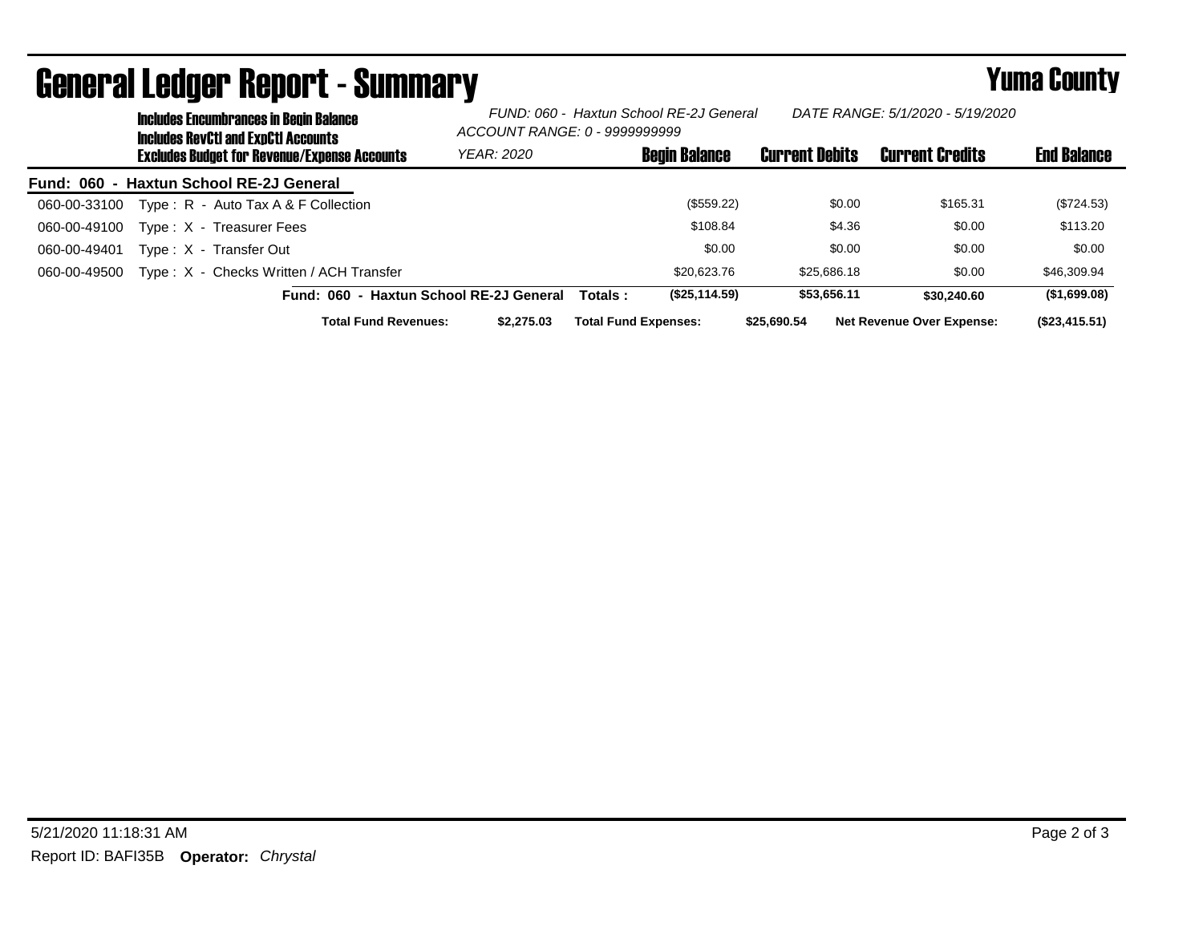# General Ledger Report - Summary

## Yuma County

**Includes Encumbrances in Begin Balance**
**Includes RevCtl and ExpCtl Accounts**
**Excludes Budget for Revenue/Expense Accounts**

*FUND: 060 - Haxtun School RE-2J General*
*ACCOUNT RANGE: 0 - 9999999999*
*YEAR: 2020*
*DATE RANGE: 5/1/2020 - 5/19/2020*

| Account | Description | Begin Balance | Current Debits | Current Credits | End Balance |
|---|---|---|---|---|---|
| **Fund: 060 - Haxtun School RE-2J General** | | | | | |
| 060-00-33100 | Type : R - Auto Tax A & F Collection | ($559.22) | $0.00 | $165.31 | ($724.53) |
| 060-00-49100 | Type : X - Treasurer Fees | $108.84 | $4.36 | $0.00 | $113.20 |
| 060-00-49401 | Type : X - Transfer Out | $0.00 | $0.00 | $0.00 | $0.00 |
| 060-00-49500 | Type : X - Checks Written / ACH Transfer | $20,623.76 | $25,686.18 | $0.00 | $46,309.94 |
| | **Fund: 060 - Haxtun School RE-2J General Totals :** | **($25,114.59)** | **$53,656.11** | **$30,240.60** | **($1,699.08)** |

**Total Fund Revenues:** $2,275.03 **Total Fund Expenses:** $25,690.54 **Net Revenue Over Expense:** ($23,415.51)

5/21/2020 11:18:31 AM
Report ID: BAFI35B **Operator:** *Chrystal*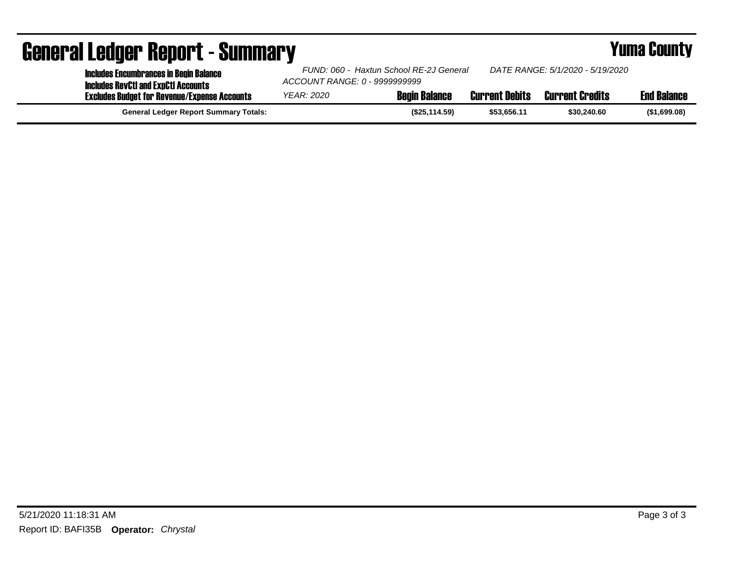# General Ledger Report - Summary

## Yuma County

**Includes Encumbrances in Begin Balance**
**Includes RevCtl and ExpCtl Accounts**
**Excludes Budget for Revenue/Expense Accounts**

*FUND: 060 - Haxtun School RE-2J General*
*ACCOUNT RANGE: 0 - 9999999999*
*YEAR: 2020*
*DATE RANGE: 5/1/2020 - 5/19/2020*

| | Begin Balance | Current Debits | Current Credits | End Balance |
|---|---|---|---|---|
| **General Ledger Report Summary Totals:** | **($25,114.59)** | **$53,656.11** | **$30,240.60** | **($1,699.08)** |

5/21/2020 11:18:31 AM

Report ID: BAFI35B **Operator:** *Chrystal*